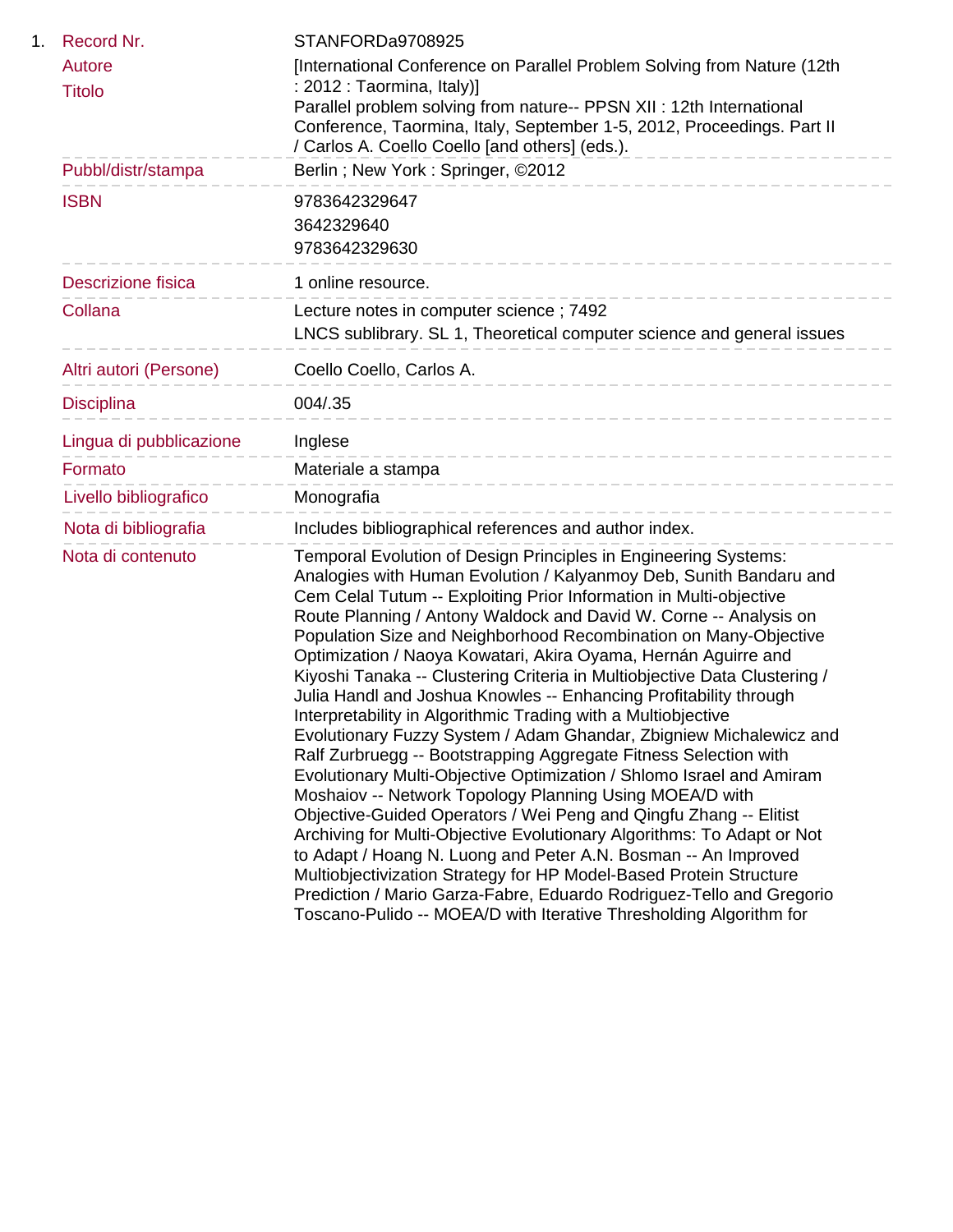1. 

| | |
|---|---|
| Record Nr. | STANFORDa9708925 |
| Autore<br>Titolo | [International Conference on Parallel Problem Solving from Nature (12th : 2012 : Taormina, Italy)]<br>Parallel problem solving from nature-- PPSN XII : 12th International Conference, Taormina, Italy, September 1-5, 2012, Proceedings. Part II / Carlos A. Coello Coello [and others] (eds.). |
| Pubbl/distr/stampa | Berlin ; New York : Springer, ©2012 |
| ISBN | 9783642329647<br>3642329640<br>9783642329630 |
| Descrizione fisica | 1 online resource. |
| Collana | Lecture notes in computer science ; 7492<br>LNCS sublibrary. SL 1, Theoretical computer science and general issues |
| Altri autori (Persone) | Coello Coello, Carlos A. |
| Disciplina | 004/.35 |
| Lingua di pubblicazione | Inglese |
| Formato | Materiale a stampa |
| Livello bibliografico | Monografia |
| Nota di bibliografia | Includes bibliographical references and author index. |
| Nota di contenuto | Temporal Evolution of Design Principles in Engineering Systems: Analogies with Human Evolution / Kalyanmoy Deb, Sunith Bandaru and Cem Celal Tutum -- Exploiting Prior Information in Multi-objective Route Planning / Antony Waldock and David W. Corne -- Analysis on Population Size and Neighborhood Recombination on Many-Objective Optimization / Naoya Kowatari, Akira Oyama, Hernán Aguirre and Kiyoshi Tanaka -- Clustering Criteria in Multiobjective Data Clustering / Julia Handl and Joshua Knowles -- Enhancing Profitability through Interpretability in Algorithmic Trading with a Multiobjective Evolutionary Fuzzy System / Adam Ghandar, Zbigniew Michalewicz and Ralf Zurbruegg -- Bootstrapping Aggregate Fitness Selection with Evolutionary Multi-Objective Optimization / Shlomo Israel and Amiram Moshaiov -- Network Topology Planning Using MOEA/D with Objective-Guided Operators / Wei Peng and Qingfu Zhang -- Elitist Archiving for Multi-Objective Evolutionary Algorithms: To Adapt or Not to Adapt / Hoang N. Luong and Peter A.N. Bosman -- An Improved Multiobjectivization Strategy for HP Model-Based Protein Structure Prediction / Mario Garza-Fabre, Eduardo Rodriguez-Tello and Gregorio Toscano-Pulido -- MOEA/D with Iterative Thresholding Algorithm for |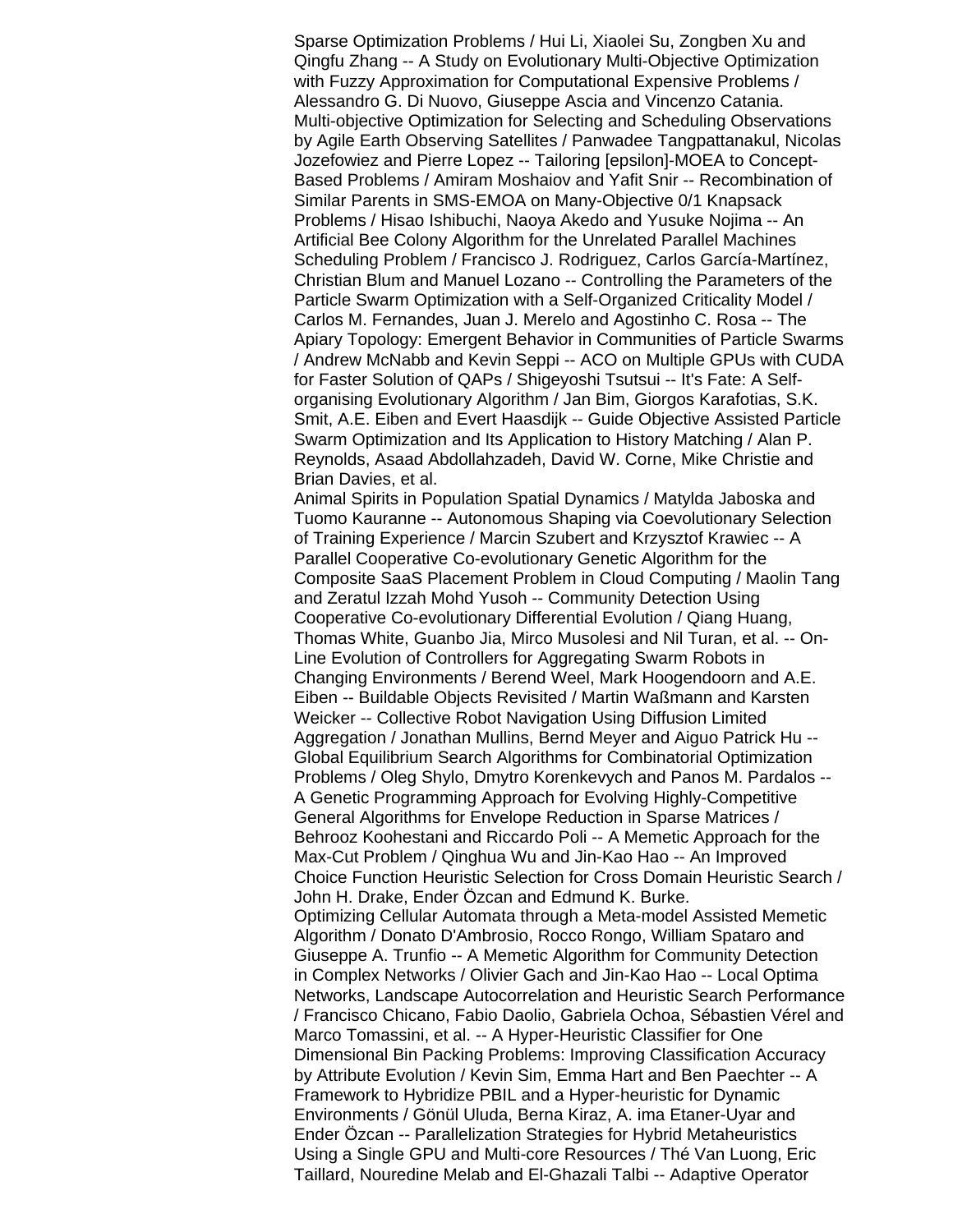Sparse Optimization Problems / Hui Li, Xiaolei Su, Zongben Xu and Qingfu Zhang -- A Study on Evolutionary Multi-Objective Optimization with Fuzzy Approximation for Computational Expensive Problems / Alessandro G. Di Nuovo, Giuseppe Ascia and Vincenzo Catania. Multi-objective Optimization for Selecting and Scheduling Observations by Agile Earth Observing Satellites / Panwadee Tangpattanakul, Nicolas Jozefowiez and Pierre Lopez -- Tailoring [epsilon]-MOEA to Concept-Based Problems / Amiram Moshaiov and Yafit Snir -- Recombination of Similar Parents in SMS-EMOA on Many-Objective 0/1 Knapsack Problems / Hisao Ishibuchi, Naoya Akedo and Yusuke Nojima -- An Artificial Bee Colony Algorithm for the Unrelated Parallel Machines Scheduling Problem / Francisco J. Rodriguez, Carlos García-Martínez, Christian Blum and Manuel Lozano -- Controlling the Parameters of the Particle Swarm Optimization with a Self-Organized Criticality Model / Carlos M. Fernandes, Juan J. Merelo and Agostinho C. Rosa -- The Apiary Topology: Emergent Behavior in Communities of Particle Swarms / Andrew McNabb and Kevin Seppi -- ACO on Multiple GPUs with CUDA for Faster Solution of QAPs / Shigeyoshi Tsutsui -- It's Fate: A Self-organising Evolutionary Algorithm / Jan Bim, Giorgos Karafotias, S.K. Smit, A.E. Eiben and Evert Haasdijk -- Guide Objective Assisted Particle Swarm Optimization and Its Application to History Matching / Alan P. Reynolds, Asaad Abdollahzadeh, David W. Corne, Mike Christie and Brian Davies, et al.

Animal Spirits in Population Spatial Dynamics / Matylda Jaboska and Tuomo Kauranne -- Autonomous Shaping via Coevolutionary Selection of Training Experience / Marcin Szubert and Krzysztof Krawiec -- A Parallel Cooperative Co-evolutionary Genetic Algorithm for the Composite SaaS Placement Problem in Cloud Computing / Maolin Tang and Zeratul Izzah Mohd Yusoh -- Community Detection Using Cooperative Co-evolutionary Differential Evolution / Qiang Huang, Thomas White, Guanbo Jia, Mirco Musolesi and Nil Turan, et al. -- On-Line Evolution of Controllers for Aggregating Swarm Robots in Changing Environments / Berend Weel, Mark Hoogendoorn and A.E. Eiben -- Buildable Objects Revisited / Martin Waßmann and Karsten Weicker -- Collective Robot Navigation Using Diffusion Limited Aggregation / Jonathan Mullins, Bernd Meyer and Aiguo Patrick Hu -- Global Equilibrium Search Algorithms for Combinatorial Optimization Problems / Oleg Shylo, Dmytro Korenkevych and Panos M. Pardalos -- A Genetic Programming Approach for Evolving Highly-Competitive General Algorithms for Envelope Reduction in Sparse Matrices / Behrooz Koohestani and Riccardo Poli -- A Memetic Approach for the Max-Cut Problem / Qinghua Wu and Jin-Kao Hao -- An Improved Choice Function Heuristic Selection for Cross Domain Heuristic Search / John H. Drake, Ender Özcan and Edmund K. Burke.

Optimizing Cellular Automata through a Meta-model Assisted Memetic Algorithm / Donato D'Ambrosio, Rocco Rongo, William Spataro and Giuseppe A. Trunfio -- A Memetic Algorithm for Community Detection in Complex Networks / Olivier Gach and Jin-Kao Hao -- Local Optima Networks, Landscape Autocorrelation and Heuristic Search Performance / Francisco Chicano, Fabio Daolio, Gabriela Ochoa, Sébastien Vérel and Marco Tomassini, et al. -- A Hyper-Heuristic Classifier for One Dimensional Bin Packing Problems: Improving Classification Accuracy by Attribute Evolution / Kevin Sim, Emma Hart and Ben Paechter -- A Framework to Hybridize PBIL and a Hyper-heuristic for Dynamic Environments / Gönül Uluda, Berna Kiraz, A. ima Etaner-Uyar and Ender Özcan -- Parallelization Strategies for Hybrid Metaheuristics Using a Single GPU and Multi-core Resources / Thé Van Luong, Eric Taillard, Nouredine Melab and El-Ghazali Talbi -- Adaptive Operator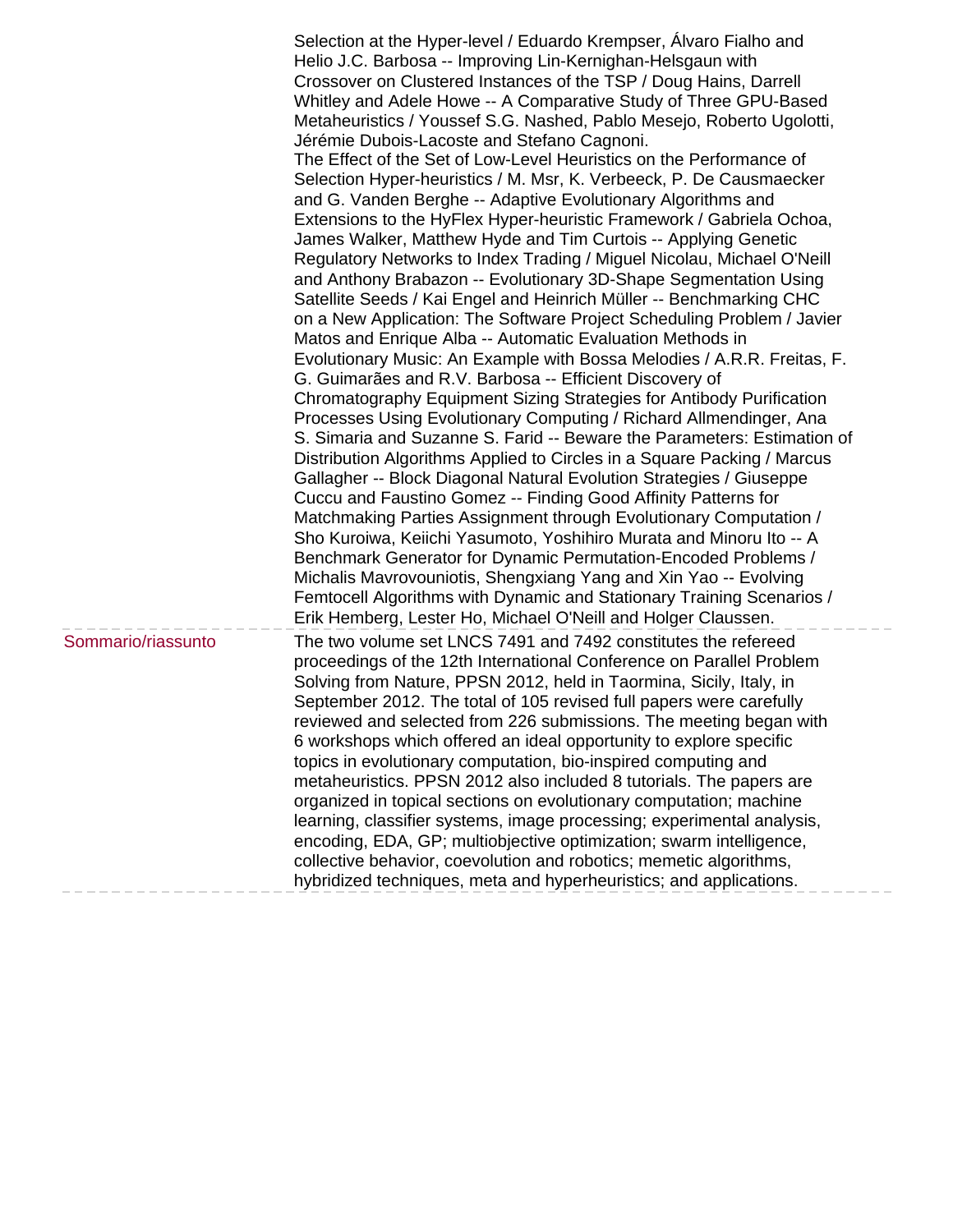Selection at the Hyper-level / Eduardo Krempser, Álvaro Fialho and Helio J.C. Barbosa -- Improving Lin-Kernighan-Helsgaun with Crossover on Clustered Instances of the TSP / Doug Hains, Darrell Whitley and Adele Howe -- A Comparative Study of Three GPU-Based Metaheuristics / Youssef S.G. Nashed, Pablo Mesejo, Roberto Ugolotti, Jérémie Dubois-Lacoste and Stefano Cagnoni.

The Effect of the Set of Low-Level Heuristics on the Performance of Selection Hyper-heuristics / M. Msr, K. Verbeeck, P. De Causmaecker and G. Vanden Berghe -- Adaptive Evolutionary Algorithms and Extensions to the HyFlex Hyper-heuristic Framework / Gabriela Ochoa, James Walker, Matthew Hyde and Tim Curtois -- Applying Genetic Regulatory Networks to Index Trading / Miguel Nicolau, Michael O'Neill and Anthony Brabazon -- Evolutionary 3D-Shape Segmentation Using Satellite Seeds / Kai Engel and Heinrich Müller -- Benchmarking CHC on a New Application: The Software Project Scheduling Problem / Javier Matos and Enrique Alba -- Automatic Evaluation Methods in Evolutionary Music: An Example with Bossa Melodies / A.R.R. Freitas, F. G. Guimarães and R.V. Barbosa -- Efficient Discovery of Chromatography Equipment Sizing Strategies for Antibody Purification Processes Using Evolutionary Computing / Richard Allmendinger, Ana S. Simaria and Suzanne S. Farid -- Beware the Parameters: Estimation of Distribution Algorithms Applied to Circles in a Square Packing / Marcus Gallagher -- Block Diagonal Natural Evolution Strategies / Giuseppe Cuccu and Faustino Gomez -- Finding Good Affinity Patterns for Matchmaking Parties Assignment through Evolutionary Computation / Sho Kuroiwa, Keiichi Yasumoto, Yoshihiro Murata and Minoru Ito -- A Benchmark Generator for Dynamic Permutation-Encoded Problems / Michalis Mavrovouniotis, Shengxiang Yang and Xin Yao -- Evolving Femtocell Algorithms with Dynamic and Stationary Training Scenarios / Erik Hemberg, Lester Ho, Michael O'Neill and Holger Claussen.

Sommario/riassunto

The two volume set LNCS 7491 and 7492 constitutes the refereed proceedings of the 12th International Conference on Parallel Problem Solving from Nature, PPSN 2012, held in Taormina, Sicily, Italy, in September 2012. The total of 105 revised full papers were carefully reviewed and selected from 226 submissions. The meeting began with 6 workshops which offered an ideal opportunity to explore specific topics in evolutionary computation, bio-inspired computing and metaheuristics. PPSN 2012 also included 8 tutorials. The papers are organized in topical sections on evolutionary computation; machine learning, classifier systems, image processing; experimental analysis, encoding, EDA, GP; multiobjective optimization; swarm intelligence, collective behavior, coevolution and robotics; memetic algorithms, hybridized techniques, meta and hyperheuristics; and applications.